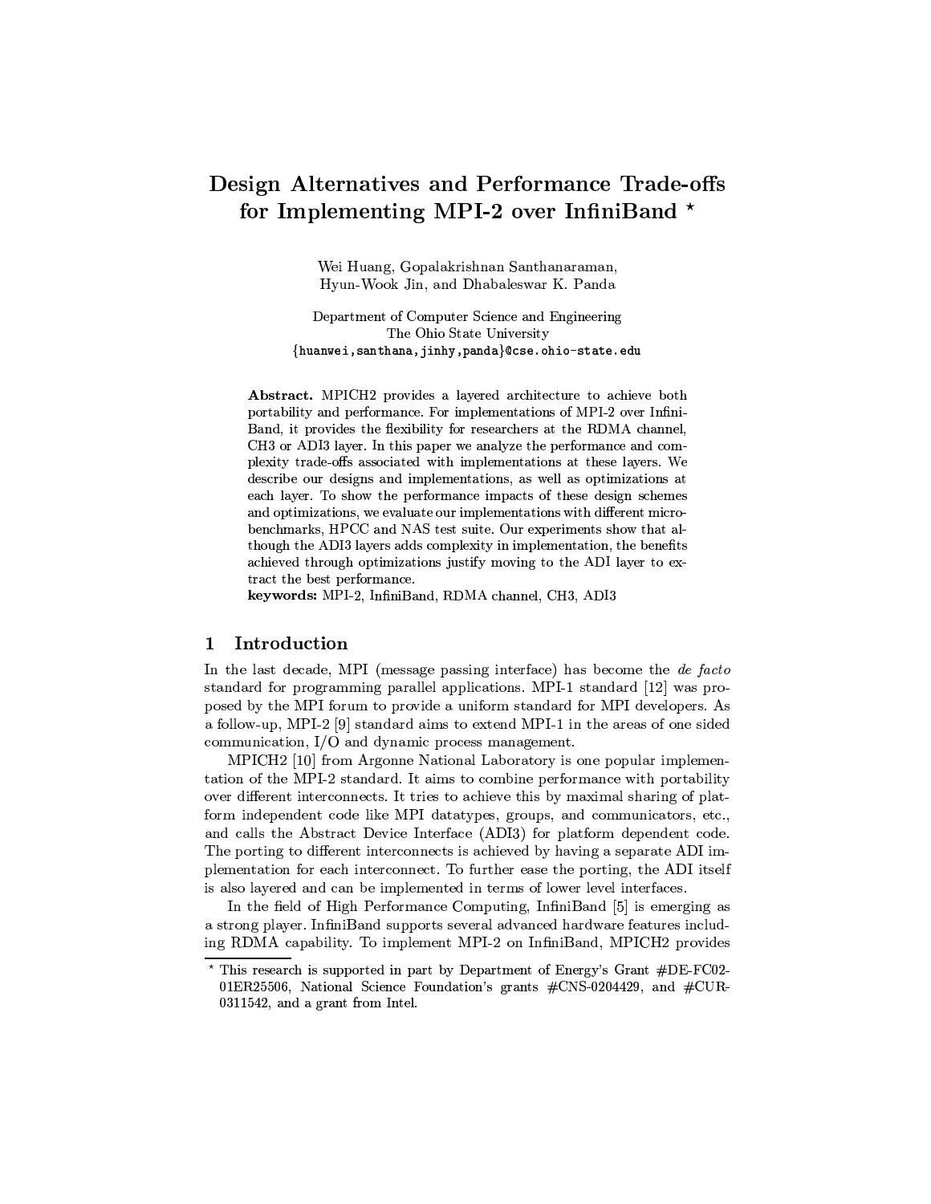# Design Alternatives and Performance Trade-offs for Implementing MPI-2 over InfiniBand *

Wei Huang, Gopalakrishnan Santhanaraman, Hyun-Wook Jin, and Dhabaleswar K. Panda

Department of Computer Science and Engineering
The Ohio State University
{huanwei,santhana,jinhy,panda}@cse.ohio-state.edu

**Abstract.** MPICH2 provides a layered architecture to achieve both portability and performance. For implementations of MPI-2 over InfiniBand, it provides the flexibility for researchers at the RDMA channel, CH3 or ADI3 layer. In this paper we analyze the performance and complexity trade-offs associated with implementations at these layers. We describe our designs and implementations, as well as optimizations at each layer. To show the performance impacts of these design schemes and optimizations, we evaluate our implementations with different micro-benchmarks, HPCC and NAS test suite. Our experiments show that although the ADI3 layers adds complexity in implementation, the benefits achieved through optimizations justify moving to the ADI layer to extract the best performance.
**keywords:** MPI-2, InfiniBand, RDMA channel, CH3, ADI3

## 1 Introduction

In the last decade, MPI (message passing interface) has become the *de facto* standard for programming parallel applications. MPI-1 standard [12] was proposed by the MPI forum to provide a uniform standard for MPI developers. As a follow-up, MPI-2 [9] standard aims to extend MPI-1 in the areas of one sided communication, I/O and dynamic process management.

MPICH2 [10] from Argonne National Laboratory is one popular implementation of the MPI-2 standard. It aims to combine performance with portability over different interconnects. It tries to achieve this by maximal sharing of platform independent code like MPI datatypes, groups, and communicators, etc., and calls the Abstract Device Interface (ADI3) for platform dependent code. The porting to different interconnects is achieved by having a separate ADI implementation for each interconnect. To further ease the porting, the ADI itself is also layered and can be implemented in terms of lower level interfaces.

In the field of High Performance Computing, InfiniBand [5] is emerging as a strong player. InfiniBand supports several advanced hardware features including RDMA capability. To implement MPI-2 on InfiniBand, MPICH2 provides

* This research is supported in part by Department of Energy's Grant #DE-FC02-01ER25506, National Science Foundation's grants #CNS-0204429, and #CUR-0311542, and a grant from Intel.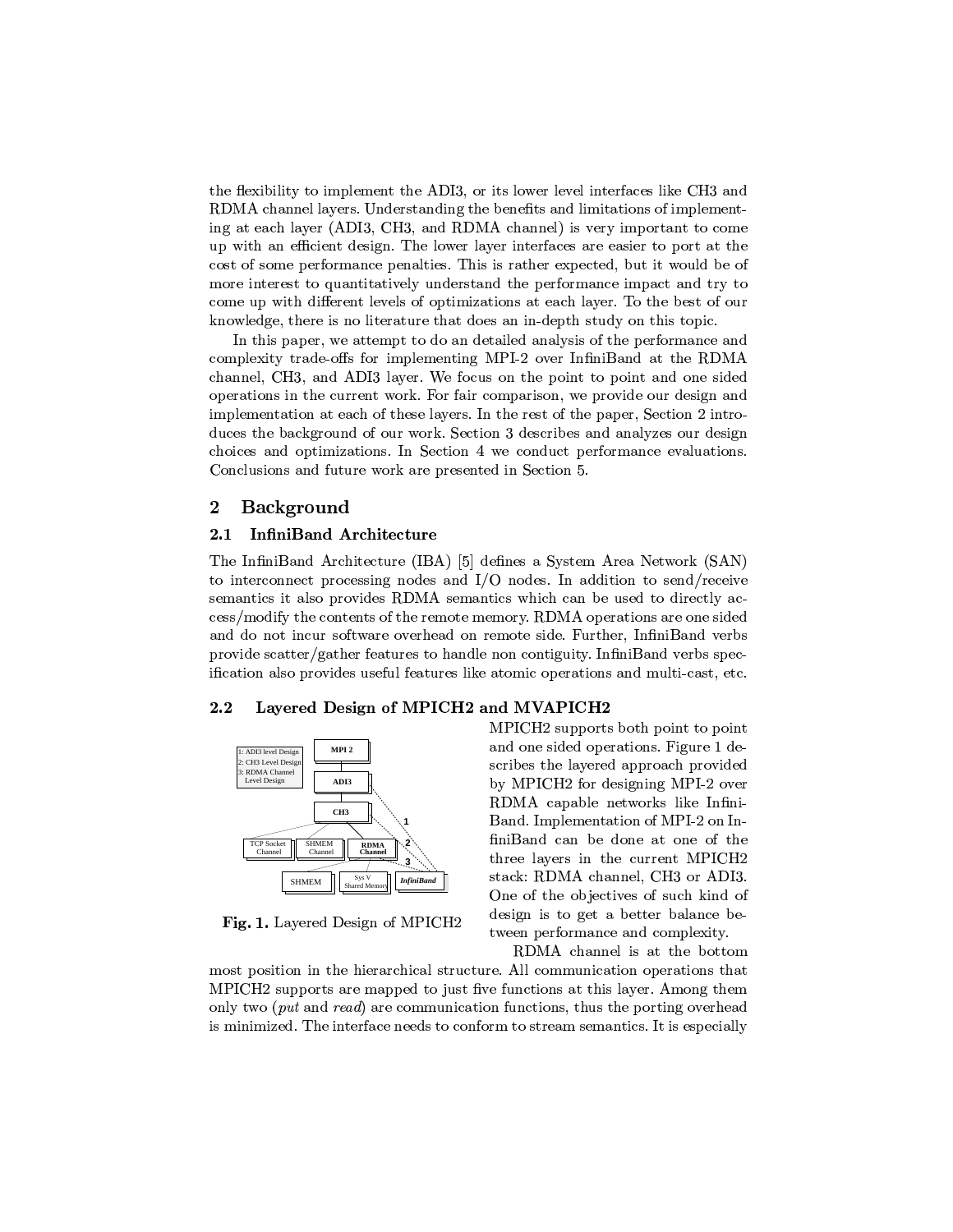the flexibility to implement the ADI3, or its lower level interfaces like CH3 and RDMA channel layers. Understanding the benefits and limitations of implementing at each layer (ADI3, CH3, and RDMA channel) is very important to come up with an efficient design. The lower layer interfaces are easier to port at the cost of some performance penalties. This is rather expected, but it would be of more interest to quantitatively understand the performance impact and try to come up with different levels of optimizations at each layer. To the best of our knowledge, there is no literature that does an in-depth study on this topic.

In this paper, we attempt to do an detailed analysis of the performance and complexity trade-offs for implementing MPI-2 over InfiniBand at the RDMA channel, CH3, and ADI3 layer. We focus on the point to point and one sided operations in the current work. For fair comparison, we provide our design and implementation at each of these layers. In the rest of the paper, Section 2 introduces the background of our work. Section 3 describes and analyzes our design choices and optimizations. In Section 4 we conduct performance evaluations. Conclusions and future work are presented in Section 5.

## 2 Background

### 2.1 InfiniBand Architecture

The InfiniBand Architecture (IBA) [5] defines a System Area Network (SAN) to interconnect processing nodes and I/O nodes. In addition to send/receive semantics it also provides RDMA semantics which can be used to directly access/modify the contents of the remote memory. RDMA operations are one sided and do not incur software overhead on remote side. Further, InfiniBand verbs provide scatter/gather features to handle non contiguity. InfiniBand verbs specification also provides useful features like atomic operations and multi-cast, etc.

### 2.2 Layered Design of MPICH2 and MVAPICH2

MPICH2 supports both point to point and one sided operations. Figure 1 describes the layered approach provided by MPICH2 for designing MPI-2 over RDMA capable networks like InfiniBand. Implementation of MPI-2 on InfiniBand can be done at one of the three layers in the current MPICH2 stack: RDMA channel, CH3 or ADI3. One of the objectives of such kind of design is to get a better balance between performance and complexity.

**Fig. 1.** Layered Design of MPICH2

RDMA channel is at the bottom most position in the hierarchical structure. All communication operations that MPICH2 supports are mapped to just five functions at this layer. Among them only two (*put* and *read*) are communication functions, thus the porting overhead is minimized. The interface needs to conform to stream semantics. It is especially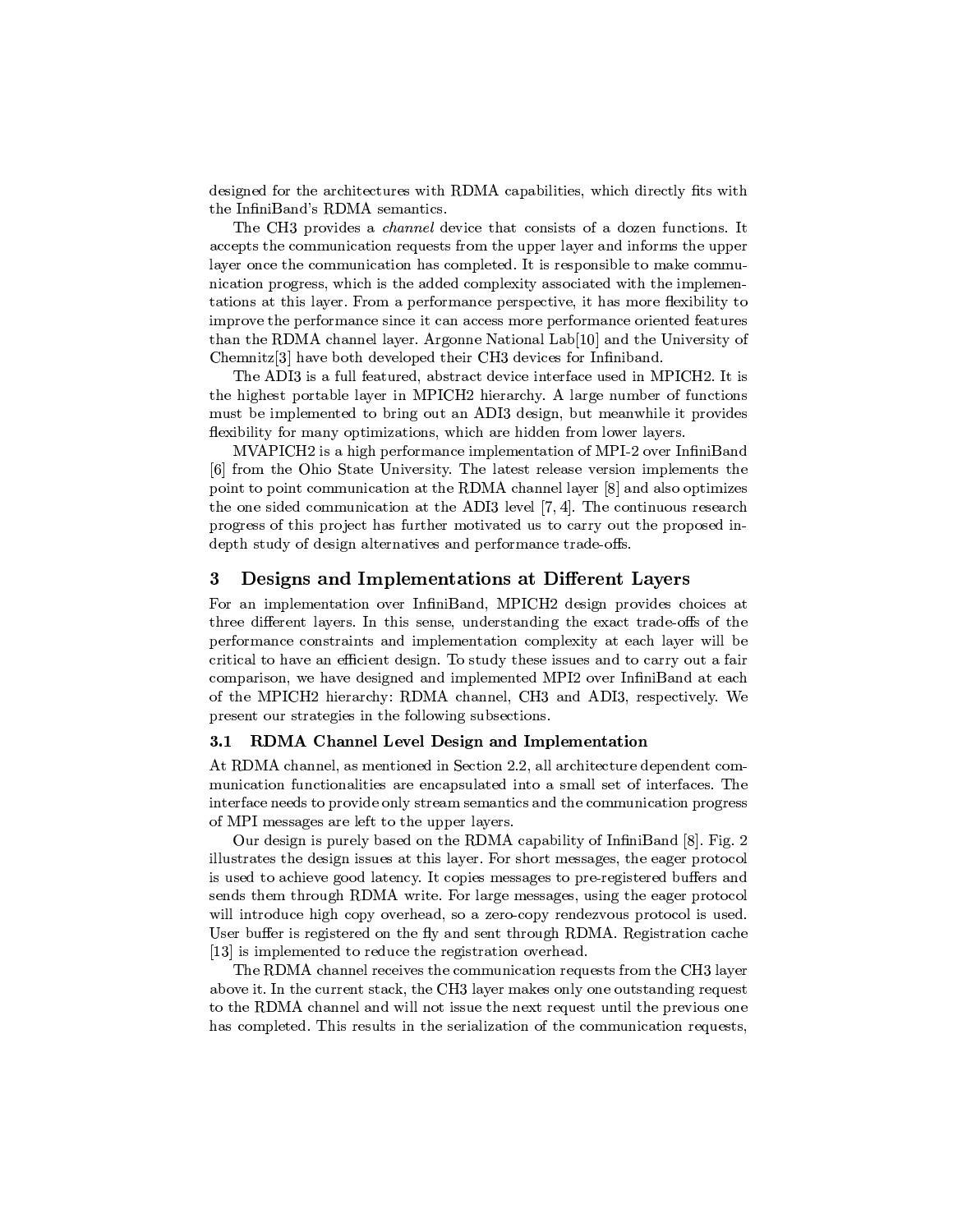designed for the architectures with RDMA capabilities, which directly fits with the InfiniBand's RDMA semantics.

The CH3 provides a *channel* device that consists of a dozen functions. It accepts the communication requests from the upper layer and informs the upper layer once the communication has completed. It is responsible to make communication progress, which is the added complexity associated with the implementations at this layer. From a performance perspective, it has more flexibility to improve the performance since it can access more performance oriented features than the RDMA channel layer. Argonne National Lab[10] and the University of Chemnitz[3] have both developed their CH3 devices for Infiniband.

The ADI3 is a full featured, abstract device interface used in MPICH2. It is the highest portable layer in MPICH2 hierarchy. A large number of functions must be implemented to bring out an ADI3 design, but meanwhile it provides flexibility for many optimizations, which are hidden from lower layers.

MVAPICH2 is a high performance implementation of MPI-2 over InfiniBand [6] from the Ohio State University. The latest release version implements the point to point communication at the RDMA channel layer [8] and also optimizes the one sided communication at the ADI3 level [7, 4]. The continuous research progress of this project has further motivated us to carry out the proposed in-depth study of design alternatives and performance trade-offs.

## 3 Designs and Implementations at Different Layers

For an implementation over InfiniBand, MPICH2 design provides choices at three different layers. In this sense, understanding the exact trade-offs of the performance constraints and implementation complexity at each layer will be critical to have an efficient design. To study these issues and to carry out a fair comparison, we have designed and implemented MPI2 over InfiniBand at each of the MPICH2 hierarchy: RDMA channel, CH3 and ADI3, respectively. We present our strategies in the following subsections.

### 3.1 RDMA Channel Level Design and Implementation

At RDMA channel, as mentioned in Section 2.2, all architecture dependent communication functionalities are encapsulated into a small set of interfaces. The interface needs to provide only stream semantics and the communication progress of MPI messages are left to the upper layers.

Our design is purely based on the RDMA capability of InfiniBand [8]. Fig. 2 illustrates the design issues at this layer. For short messages, the eager protocol is used to achieve good latency. It copies messages to pre-registered buffers and sends them through RDMA write. For large messages, using the eager protocol will introduce high copy overhead, so a zero-copy rendezvous protocol is used. User buffer is registered on the fly and sent through RDMA. Registration cache [13] is implemented to reduce the registration overhead.

The RDMA channel receives the communication requests from the CH3 layer above it. In the current stack, the CH3 layer makes only one outstanding request to the RDMA channel and will not issue the next request until the previous one has completed. This results in the serialization of the communication requests,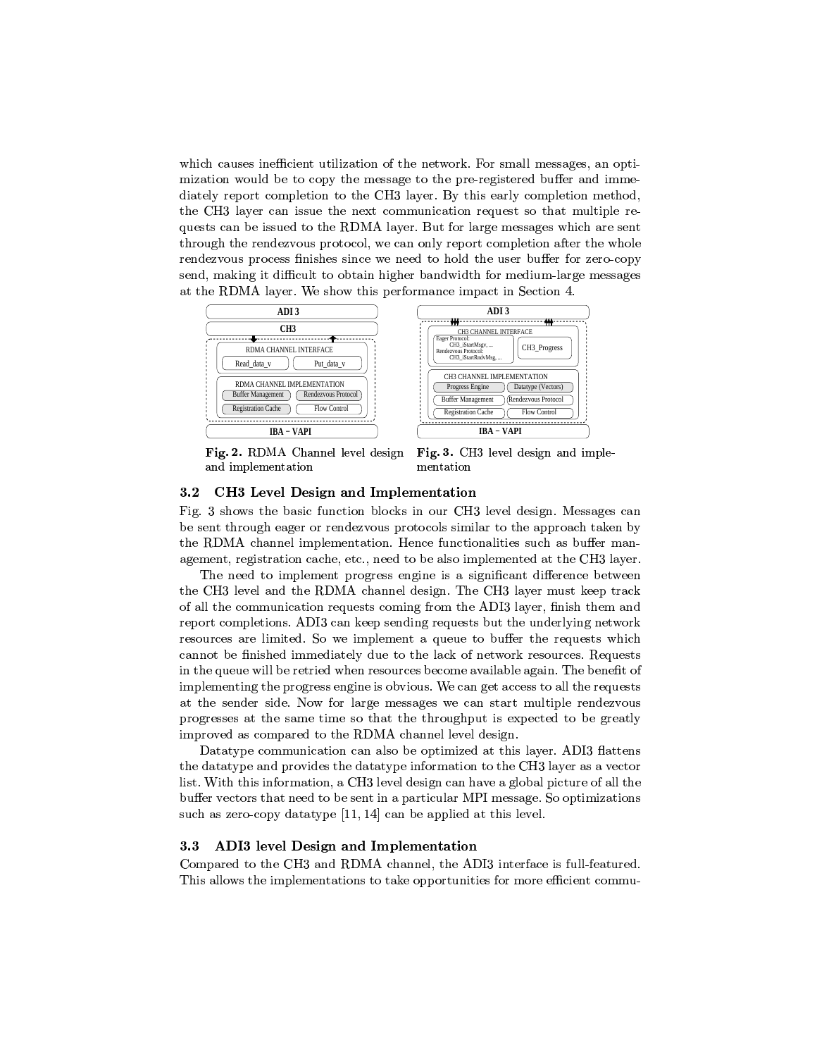which causes inefficient utilization of the network. For small messages, an optimization would be to copy the message to the pre-registered buffer and immediately report completion to the CH3 layer. By this early completion method, the CH3 layer can issue the next communication request so that multiple requests can be issued to the RDMA layer. But for large messages which are sent through the rendezvous protocol, we can only report completion after the whole rendezvous process finishes since we need to hold the user buffer for zero-copy send, making it difficult to obtain higher bandwidth for medium-large messages at the RDMA layer. We show this performance impact in Section 4.

**Fig. 2.** RDMA Channel level design and implementation

**Fig. 3.** CH3 level design and implementation

### 3.2 CH3 Level Design and Implementation

Fig. 3 shows the basic function blocks in our CH3 level design. Messages can be sent through eager or rendezvous protocols similar to the approach taken by the RDMA channel implementation. Hence functionalities such as buffer management, registration cache, etc., need to be also implemented at the CH3 layer.

The need to implement progress engine is a significant difference between the CH3 level and the RDMA channel design. The CH3 layer must keep track of all the communication requests coming from the ADI3 layer, finish them and report completions. ADI3 can keep sending requests but the underlying network resources are limited. So we implement a queue to buffer the requests which cannot be finished immediately due to the lack of network resources. Requests in the queue will be retried when resources become available again. The benefit of implementing the progress engine is obvious. We can get access to all the requests at the sender side. Now for large messages we can start multiple rendezvous progresses at the same time so that the throughput is expected to be greatly improved as compared to the RDMA channel level design.

Datatype communication can also be optimized at this layer. ADI3 flattens the datatype and provides the datatype information to the CH3 layer as a vector list. With this information, a CH3 level design can have a global picture of all the buffer vectors that need to be sent in a particular MPI message. So optimizations such as zero-copy datatype [11, 14] can be applied at this level.

### 3.3 ADI3 level Design and Implementation

Compared to the CH3 and RDMA channel, the ADI3 interface is full-featured. This allows the implementations to take opportunities for more efficient commu-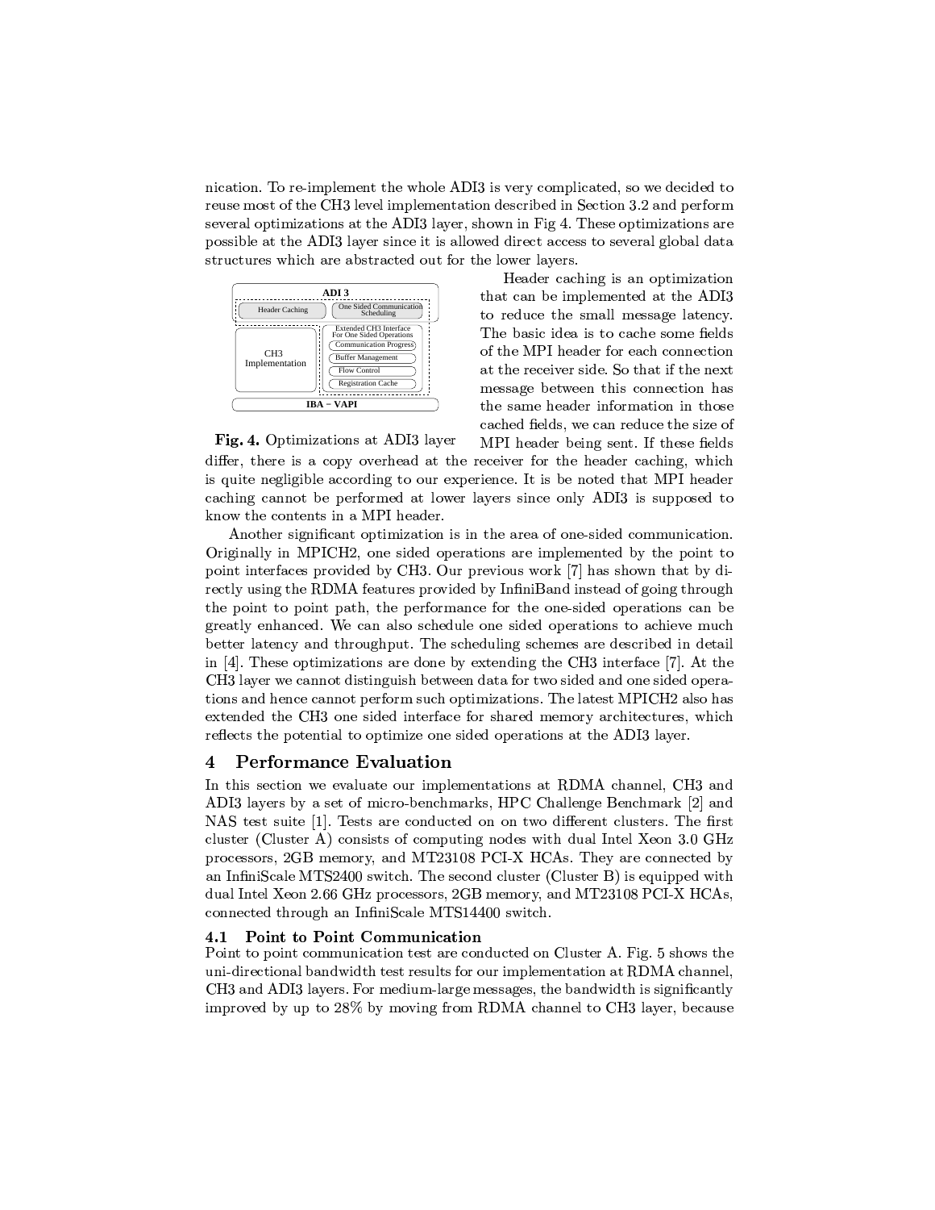nication. To re-implement the whole ADI3 is very complicated, so we decided to reuse most of the CH3 level implementation described in Section 3.2 and perform several optimizations at the ADI3 layer, shown in Fig 4. These optimizations are possible at the ADI3 layer since it is allowed direct access to several global data structures which are abstracted out for the lower layers.

**Fig. 4.** Optimizations at ADI3 layer

Header caching is an optimization that can be implemented at the ADI3 to reduce the small message latency. The basic idea is to cache some fields of the MPI header for each connection at the receiver side. So that if the next message between this connection has the same header information in those cached fields, we can reduce the size of MPI header being sent. If these fields differ, there is a copy overhead at the receiver for the header caching, which is quite negligible according to our experience. It is be noted that MPI header caching cannot be performed at lower layers since only ADI3 is supposed to know the contents in a MPI header.

Another significant optimization is in the area of one-sided communication. Originally in MPICH2, one sided operations are implemented by the point to point interfaces provided by CH3. Our previous work [7] has shown that by directly using the RDMA features provided by InfiniBand instead of going through the point to point path, the performance for the one-sided operations can be greatly enhanced. We can also schedule one sided operations to achieve much better latency and throughput. The scheduling schemes are described in detail in [4]. These optimizations are done by extending the CH3 interface [7]. At the CH3 layer we cannot distinguish between data for two sided and one sided operations and hence cannot perform such optimizations. The latest MPICH2 also has extended the CH3 one sided interface for shared memory architectures, which reflects the potential to optimize one sided operations at the ADI3 layer.

# 4 Performance Evaluation

In this section we evaluate our implementations at RDMA channel, CH3 and ADI3 layers by a set of micro-benchmarks, HPC Challenge Benchmark [2] and NAS test suite [1]. Tests are conducted on on two different clusters. The first cluster (Cluster A) consists of computing nodes with dual Intel Xeon 3.0 GHz processors, 2GB memory, and MT23108 PCI-X HCAs. They are connected by an InfiniScale MTS2400 switch. The second cluster (Cluster B) is equipped with dual Intel Xeon 2.66 GHz processors, 2GB memory, and MT23108 PCI-X HCAs, connected through an InfiniScale MTS14400 switch.

## 4.1 Point to Point Communication

Point to point communication test are conducted on Cluster A. Fig. 5 shows the uni-directional bandwidth test results for our implementation at RDMA channel, CH3 and ADI3 layers. For medium-large messages, the bandwidth is significantly improved by up to 28% by moving from RDMA channel to CH3 layer, because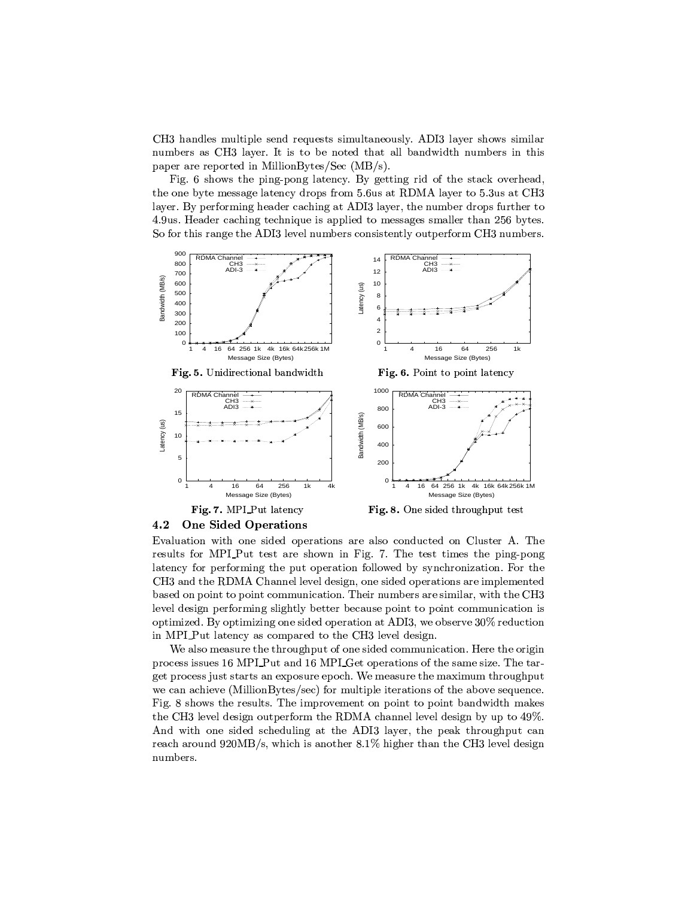CH3 handles multiple send requests simultaneously. ADI3 layer shows similar numbers as CH3 layer. It is to be noted that all bandwidth numbers in this paper are reported in MillionBytes/Sec (MB/s).

Fig. 6 shows the ping-pong latency. By getting rid of the stack overhead, the one byte message latency drops from 5.6us at RDMA layer to 5.3us at CH3 layer. By performing header caching at ADI3 layer, the number drops further to 4.9us. Header caching technique is applied to messages smaller than 256 bytes. So for this range the ADI3 level numbers consistently outperform CH3 numbers.

**Fig. 5.** Unidirectional bandwidth

**Fig. 6.** Point to point latency

**Fig. 7.** MPI_Put latency

**Fig. 8.** One sided throughput test

### 4.2 One Sided Operations

Evaluation with one sided operations are also conducted on Cluster A. The results for MPI_Put test are shown in Fig. 7. The test times the ping-pong latency for performing the put operation followed by synchronization. For the CH3 and the RDMA Channel level design, one sided operations are implemented based on point to point communication. Their numbers are similar, with the CH3 level design performing slightly better because point to point communication is optimized. By optimizing one sided operation at ADI3, we observe 30% reduction in MPI_Put latency as compared to the CH3 level design.

We also measure the throughput of one sided communication. Here the origin process issues 16 MPI_Put and 16 MPI_Get operations of the same size. The target process just starts an exposure epoch. We measure the maximum throughput we can achieve (MillionBytes/sec) for multiple iterations of the above sequence. Fig. 8 shows the results. The improvement on point to point bandwidth makes the CH3 level design outperform the RDMA channel level design by up to 49%. And with one sided scheduling at the ADI3 layer, the peak throughput can reach around 920MB/s, which is another 8.1% higher than the CH3 level design numbers.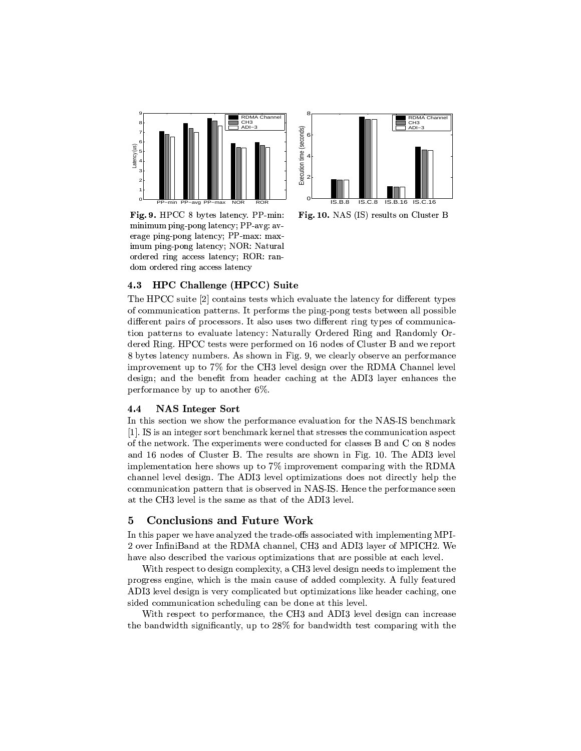Fig. 9. HPCC 8 bytes latency. PP-min: minimum ping-pong latency; PP-avg: average ping-pong latency; PP-max: maximum ping-pong latency; NOR: Natural ordered ring access latency; ROR: random ordered ring access latency

Fig. 10. NAS (IS) results on Cluster B

### 4.3 HPC Challenge (HPCC) Suite

The HPCC suite [2] contains tests which evaluate the latency for different types of communication patterns. It performs the ping-pong tests between all possible different pairs of processors. It also uses two different ring types of communication patterns to evaluate latency: Naturally Ordered Ring and Randomly Ordered Ring. HPCC tests were performed on 16 nodes of Cluster B and we report 8 bytes latency numbers. As shown in Fig. 9, we clearly observe an performance improvement up to 7% for the CH3 level design over the RDMA Channel level design; and the benefit from header caching at the ADI3 layer enhances the performance by up to another 6%.

### 4.4 NAS Integer Sort

In this section we show the performance evaluation for the NAS-IS benchmark [1]. IS is an integer sort benchmark kernel that stresses the communication aspect of the network. The experiments were conducted for classes B and C on 8 nodes and 16 nodes of Cluster B. The results are shown in Fig. 10. The ADI3 level implementation here shows up to 7% improvement comparing with the RDMA channel level design. The ADI3 level optimizations does not directly help the communication pattern that is observed in NAS-IS. Hence the performance seen at the CH3 level is the same as that of the ADI3 level.

## 5 Conclusions and Future Work

In this paper we have analyzed the trade-offs associated with implementing MPI-2 over InfiniBand at the RDMA channel, CH3 and ADI3 layer of MPICH2. We have also described the various optimizations that are possible at each level.

With respect to design complexity, a CH3 level design needs to implement the progress engine, which is the main cause of added complexity. A fully featured ADI3 level design is very complicated but optimizations like header caching, one sided communication scheduling can be done at this level.

With respect to performance, the CH3 and ADI3 level design can increase the bandwidth significantly, up to 28% for bandwidth test comparing with the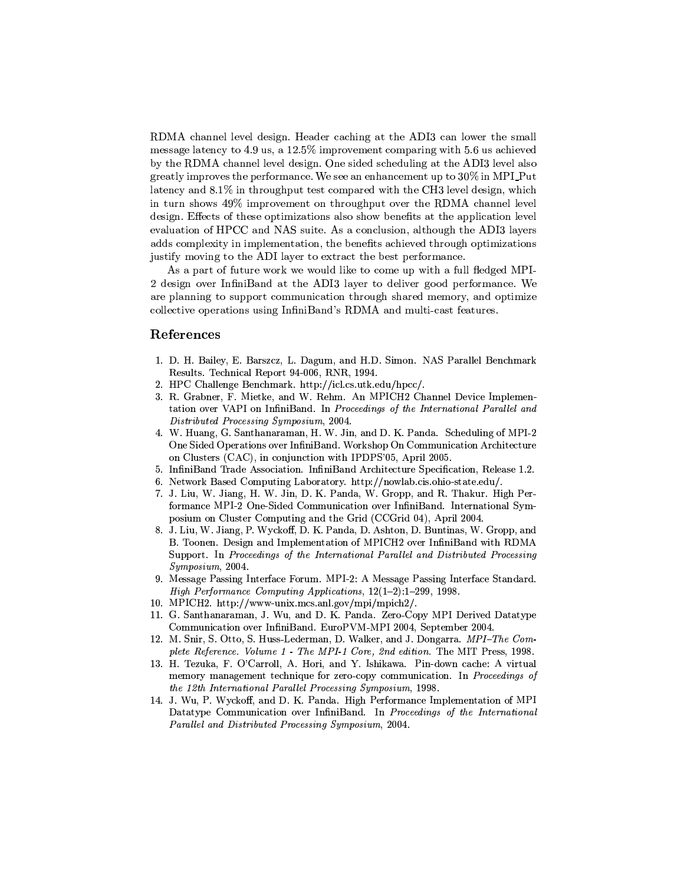RDMA channel level design. Header caching at the ADI3 can lower the small message latency to 4.9 us, a 12.5% improvement comparing with 5.6 us achieved by the RDMA channel level design. One sided scheduling at the ADI3 level also greatly improves the performance. We see an enhancement up to 30% in MPI_Put latency and 8.1% in throughput test compared with the CH3 level design, which in turn shows 49% improvement on throughput over the RDMA channel level design. Effects of these optimizations also show benefits at the application level evaluation of HPCC and NAS suite. As a conclusion, although the ADI3 layers adds complexity in implementation, the benefits achieved through optimizations justify moving to the ADI layer to extract the best performance.

As a part of future work we would like to come up with a full fledged MPI-2 design over InfiniBand at the ADI3 layer to deliver good performance. We are planning to support communication through shared memory, and optimize collective operations using InfiniBand's RDMA and multi-cast features.

## References

1. D. H. Bailey, E. Barszcz, L. Dagum, and H.D. Simon. NAS Parallel Benchmark Results. Technical Report 94-006, RNR, 1994.
2. HPC Challenge Benchmark. http://icl.cs.utk.edu/hpcc/.
3. R. Grabner, F. Mietke, and W. Rehm. An MPICH2 Channel Device Implementation over VAPI on InfiniBand. In *Proceedings of the International Parallel and Distributed Processing Symposium*, 2004.
4. W. Huang, G. Santhanaraman, H. W. Jin, and D. K. Panda. Scheduling of MPI-2 One Sided Operations over InfiniBand. Workshop On Communication Architecture on Clusters (CAC), in conjunction with IPDPS'05, April 2005.
5. InfiniBand Trade Association. InfiniBand Architecture Specification, Release 1.2.
6. Network Based Computing Laboratory. http://nowlab.cis.ohio-state.edu/.
7. J. Liu, W. Jiang, H. W. Jin, D. K. Panda, W. Gropp, and R. Thakur. High Performance MPI-2 One-Sided Communication over InfiniBand. International Symposium on Cluster Computing and the Grid (CCGrid 04), April 2004.
8. J. Liu, W. Jiang, P. Wyckoff, D. K. Panda, D. Ashton, D. Buntinas, W. Gropp, and B. Toonen. Design and Implementation of MPICH2 over InfiniBand with RDMA Support. In *Proceedings of the International Parallel and Distributed Processing Symposium*, 2004.
9. Message Passing Interface Forum. MPI-2: A Message Passing Interface Standard. *High Performance Computing Applications*, 12(1–2):1–299, 1998.
10. MPICH2. http://www-unix.mcs.anl.gov/mpi/mpich2/.
11. G. Santhanaraman, J. Wu, and D. K. Panda. Zero-Copy MPI Derived Datatype Communication over InfiniBand. EuroPVM-MPI 2004, September 2004.
12. M. Snir, S. Otto, S. Huss-Lederman, D. Walker, and J. Dongarra. *MPI–The Complete Reference. Volume 1 - The MPI-1 Core, 2nd edition.* The MIT Press, 1998.
13. H. Tezuka, F. O'Carroll, A. Hori, and Y. Ishikawa. Pin-down cache: A virtual memory management technique for zero-copy communication. In *Proceedings of the 12th International Parallel Processing Symposium*, 1998.
14. J. Wu, P. Wyckoff, and D. K. Panda. High Performance Implementation of MPI Datatype Communication over InfiniBand. In *Proceedings of the International Parallel and Distributed Processing Symposium*, 2004.